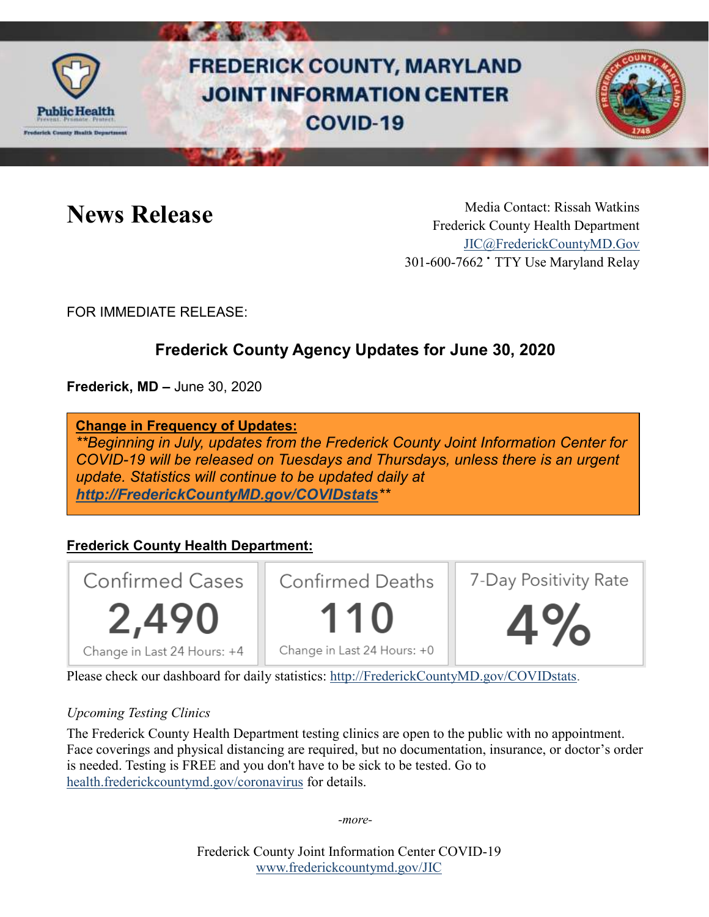# FREDERICK COUNTY, MARYLAND JOINT INFORMATION CENTER COVID-19

## News Release

Media Contact: Rissah Watkins
Frederick County Health Department
JIC@FrederickCountyMD.Gov
301-600-7662 • TTY Use Maryland Relay

FOR IMMEDIATE RELEASE:

### Frederick County Agency Updates for June 30, 2020

**Frederick, MD –** June 30, 2020

**Change in Frequency of Updates:**
*\*\*Beginning in July, updates from the Frederick County Joint Information Center for COVID-19 will be released on Tuesdays and Thursdays, unless there is an urgent update. Statistics will continue to be updated daily at* ***http://FrederickCountyMD.gov/COVIDstats****\*\**

**Frederick County Health Department:**

| Confirmed Cases | Confirmed Deaths | 7-Day Positivity Rate |
|---|---|---|
| 2,490 | 110 | 4% |
| Change in Last 24 Hours: +4 | Change in Last 24 Hours: +0 | |

Please check our dashboard for daily statistics: http://FrederickCountyMD.gov/COVIDstats.

*Upcoming Testing Clinics*

The Frederick County Health Department testing clinics are open to the public with no appointment. Face coverings and physical distancing are required, but no documentation, insurance, or doctor's order is needed. Testing is FREE and you don't have to be sick to be tested. Go to health.frederickcountymd.gov/coronavirus for details.

*-more-*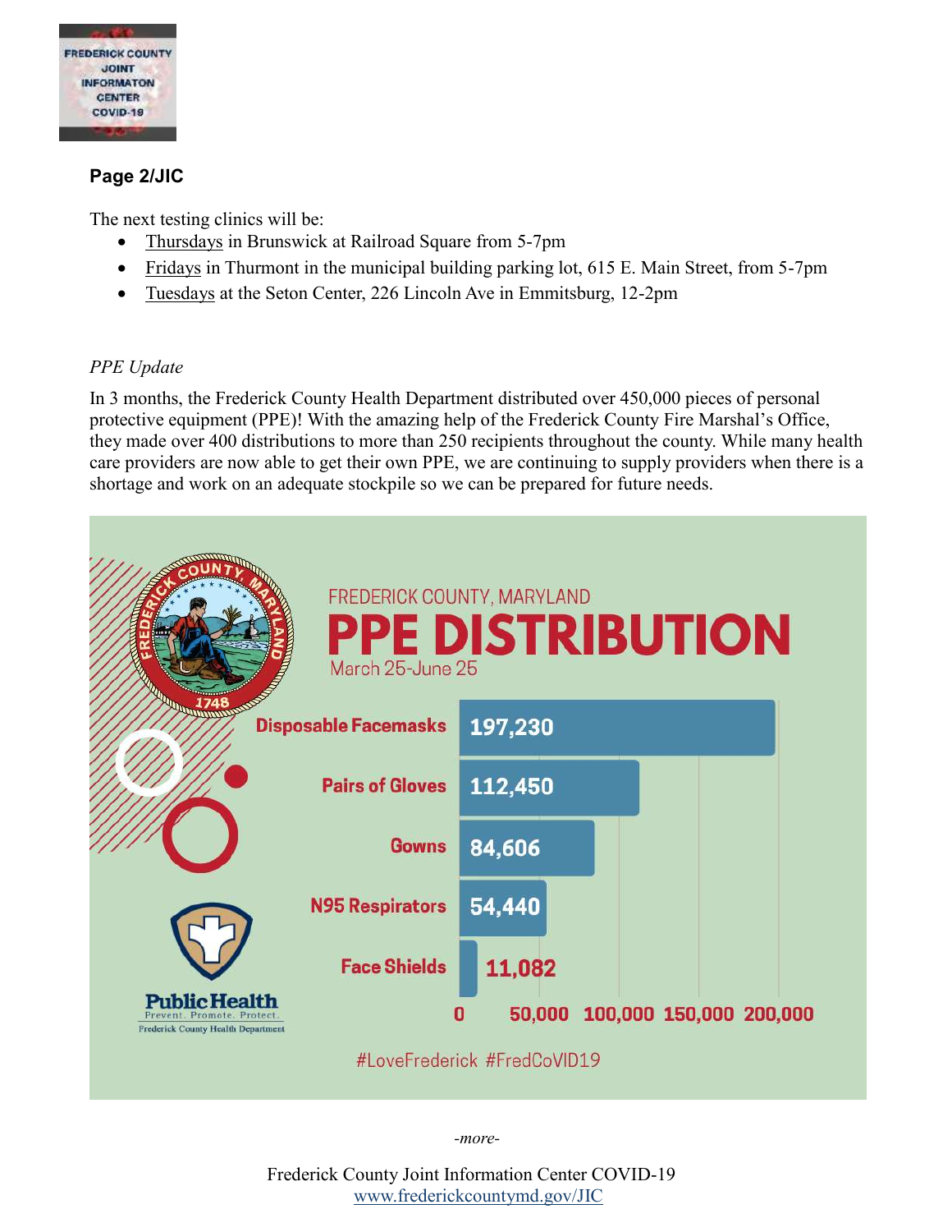**Page 2/JIC**

The next testing clinics will be:

- Thursdays in Brunswick at Railroad Square from 5-7pm
- Fridays in Thurmont in the municipal building parking lot, 615 E. Main Street, from 5-7pm
- Tuesdays at the Seton Center, 226 Lincoln Ave in Emmitsburg, 12-2pm

*PPE Update*

In 3 months, the Frederick County Health Department distributed over 450,000 pieces of personal protective equipment (PPE)! With the amazing help of the Frederick County Fire Marshal's Office, they made over 400 distributions to more than 250 recipients throughout the county. While many health care providers are now able to get their own PPE, we are continuing to supply providers when there is a shortage and work on an adequate stockpile so we can be prepared for future needs.

FREDERICK COUNTY, MARYLAND

**PPE DISTRIBUTION**

March 25-June 25

| Item | Quantity |
|---|---|
| Disposable Facemasks | 197,230 |
| Pairs of Gloves | 112,450 |
| Gowns | 84,606 |
| N95 Respirators | 54,440 |
| Face Shields | 11,082 |

Public Health — Prevent. Promote. Protect. — Frederick County Health Department

#LoveFrederick #FredCoVID19

*-more-*

Frederick County Joint Information Center COVID-19
www.frederickcountymd.gov/JIC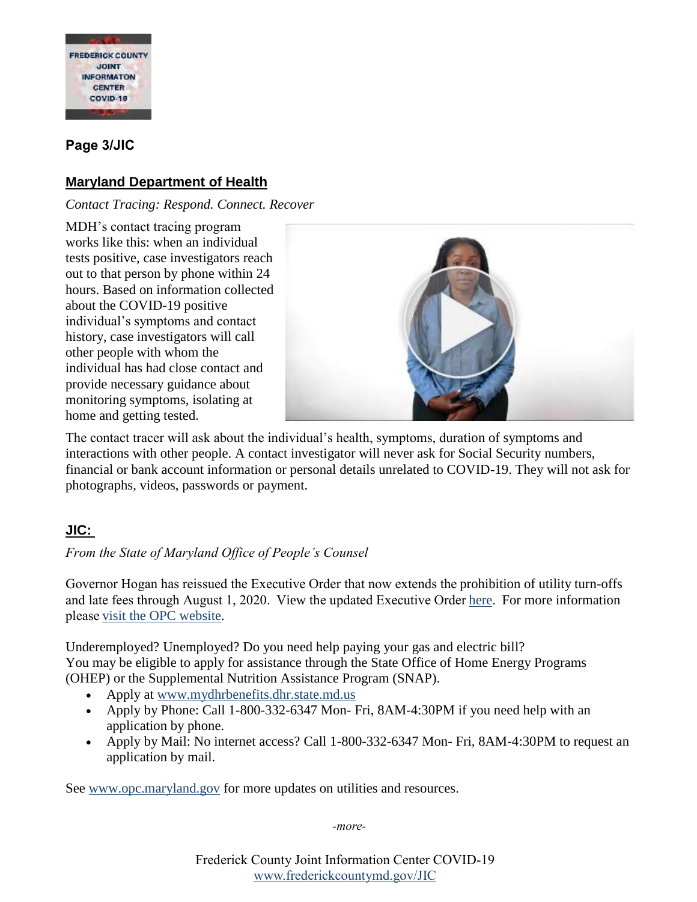**Page 3/JIC**

## Maryland Department of Health

*Contact Tracing: Respond. Connect. Recover*

MDH's contact tracing program works like this: when an individual tests positive, case investigators reach out to that person by phone within 24 hours. Based on information collected about the COVID-19 positive individual's symptoms and contact history, case investigators will call other people with whom the individual has had close contact and provide necessary guidance about monitoring symptoms, isolating at home and getting tested.

The contact tracer will ask about the individual's health, symptoms, duration of symptoms and interactions with other people. A contact investigator will never ask for Social Security numbers, financial or bank account information or personal details unrelated to COVID-19. They will not ask for photographs, videos, passwords or payment.

## JIC:

*From the State of Maryland Office of People's Counsel*

Governor Hogan has reissued the Executive Order that now extends the prohibition of utility turn-offs and late fees through August 1, 2020. View the updated Executive Order here. For more information please visit the OPC website.

Underemployed? Unemployed? Do you need help paying your gas and electric bill?
You may be eligible to apply for assistance through the State Office of Home Energy Programs (OHEP) or the Supplemental Nutrition Assistance Program (SNAP).

- Apply at www.mydhrbenefits.dhr.state.md.us
- Apply by Phone: Call 1-800-332-6347 Mon- Fri, 8AM-4:30PM if you need help with an application by phone.
- Apply by Mail: No internet access? Call 1-800-332-6347 Mon- Fri, 8AM-4:30PM to request an application by mail.

See www.opc.maryland.gov for more updates on utilities and resources.

*-more-*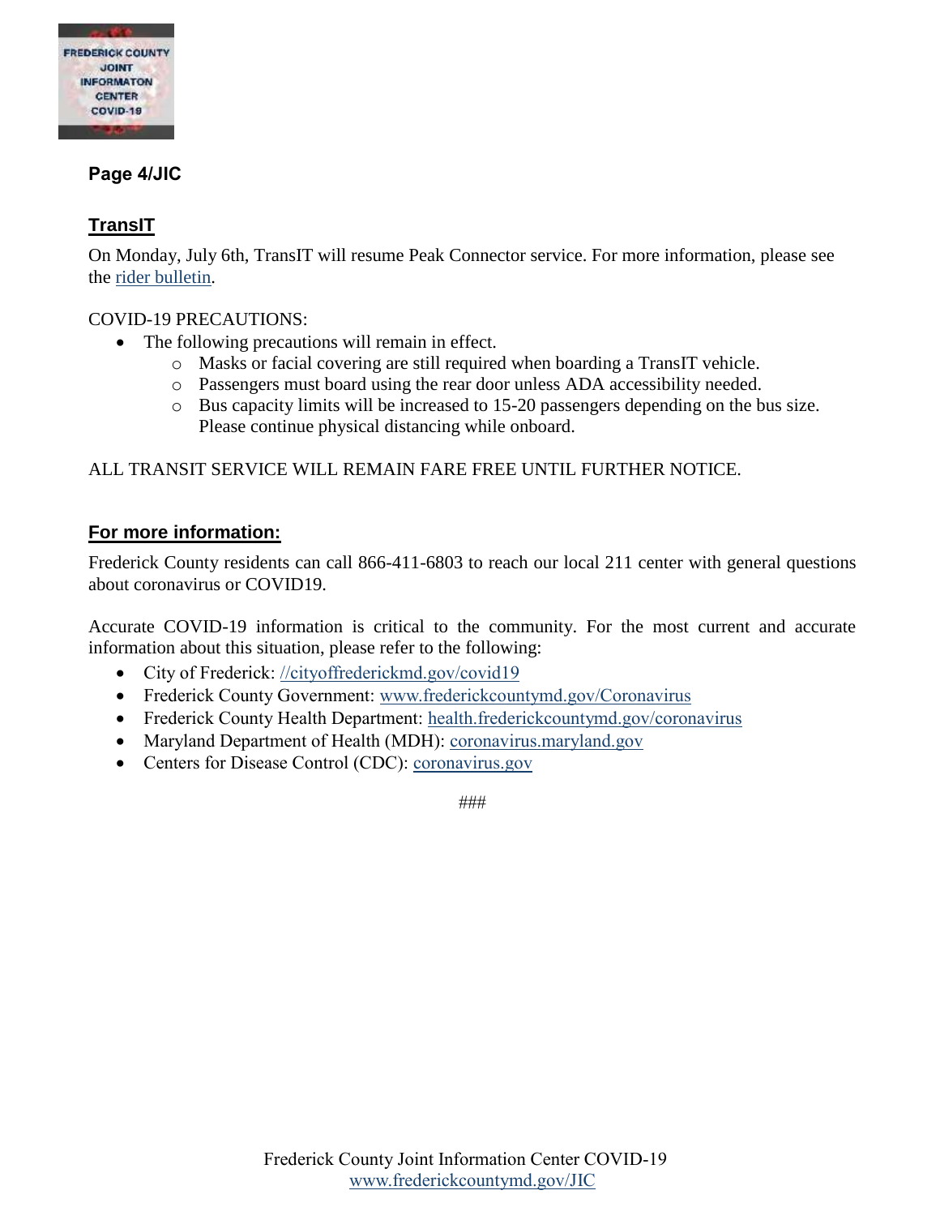**Page 4/JIC**

## TransIT

On Monday, July 6th, TransIT will resume Peak Connector service. For more information, please see the rider bulletin.

COVID-19 PRECAUTIONS:

- The following precautions will remain in effect.
  - Masks or facial covering are still required when boarding a TransIT vehicle.
  - Passengers must board using the rear door unless ADA accessibility needed.
  - Bus capacity limits will be increased to 15-20 passengers depending on the bus size. Please continue physical distancing while onboard.

ALL TRANSIT SERVICE WILL REMAIN FARE FREE UNTIL FURTHER NOTICE.

## For more information:

Frederick County residents can call 866-411-6803 to reach our local 211 center with general questions about coronavirus or COVID19.

Accurate COVID-19 information is critical to the community. For the most current and accurate information about this situation, please refer to the following:

- City of Frederick: //cityoffrederickmd.gov/covid19
- Frederick County Government: www.frederickcountymd.gov/Coronavirus
- Frederick County Health Department: health.frederickcountymd.gov/coronavirus
- Maryland Department of Health (MDH): coronavirus.maryland.gov
- Centers for Disease Control (CDC): coronavirus.gov

###